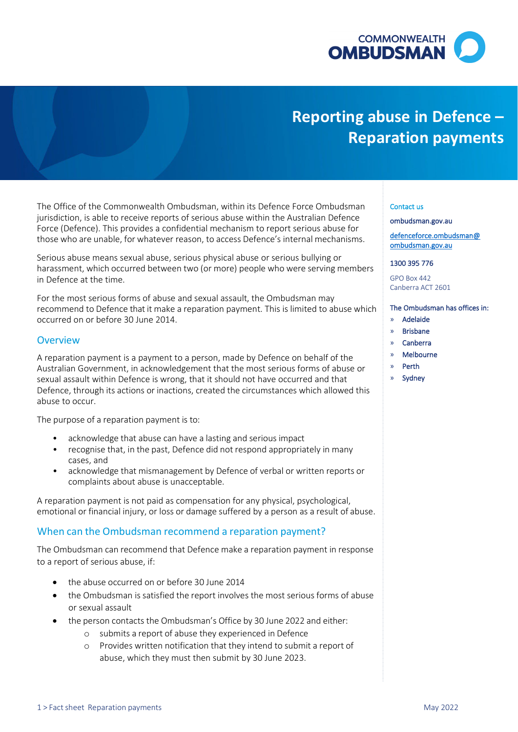# Reporting abuse in Defence – Reparation payments

The Office of the Commonwealth Ombudsman, within its Defence Force Ombudsman jurisdiction, is able to receive reports of serious abuse within the Australian Defence Force (Defence). This provides a confidential mechanism to report serious abuse for those who are unable, for whatever reason, to access Defence's internal mechanisms.

Serious abuse means sexual abuse, serious physical abuse or serious bullying or harassment, which occurred between two (or more) people who were serving members in Defence at the time.

For the most serious forms of abuse and sexual assault, the Ombudsman may recommend to Defence that it make a reparation payment. This is limited to abuse which occurred on or before 30 June 2014.

## Overview

A reparation payment is a payment to a person, made by Defence on behalf of the Australian Government, in acknowledgement that the most serious forms of abuse or sexual assault within Defence is wrong, that it should not have occurred and that Defence, through its actions or inactions, created the circumstances which allowed this abuse to occur.

The purpose of a reparation payment is to:

- acknowledge that abuse can have a lasting and serious impact
- recognise that, in the past, Defence did not respond appropriately in many cases, and
- acknowledge that mismanagement by Defence of verbal or written reports or complaints about abuse is unacceptable.

A reparation payment is not paid as compensation for any physical, psychological, emotional or financial injury, or loss or damage suffered by a person as a result of abuse.

## When can the Ombudsman recommend a reparation payment?

The Ombudsman can recommend that Defence make a reparation payment in response to a report of serious abuse, if:

- the abuse occurred on or before 30 June 2014
- the Ombudsman is satisfied the report involves the most serious forms of abuse or sexual assault
- the person contacts the Ombudsman's Office by 30 June 2022 and either:
  - submits a report of abuse they experienced in Defence
  - Provides written notification that they intend to submit a report of abuse, which they must then submit by 30 June 2023.

Contact us

ombudsman.gov.au

defenceforce.ombudsman@ombudsman.gov.au

1300 395 776

GPO Box 442
Canberra ACT 2601

The Ombudsman has offices in:

- Adelaide
- Brisbane
- Canberra
- Melbourne
- Perth
- Sydney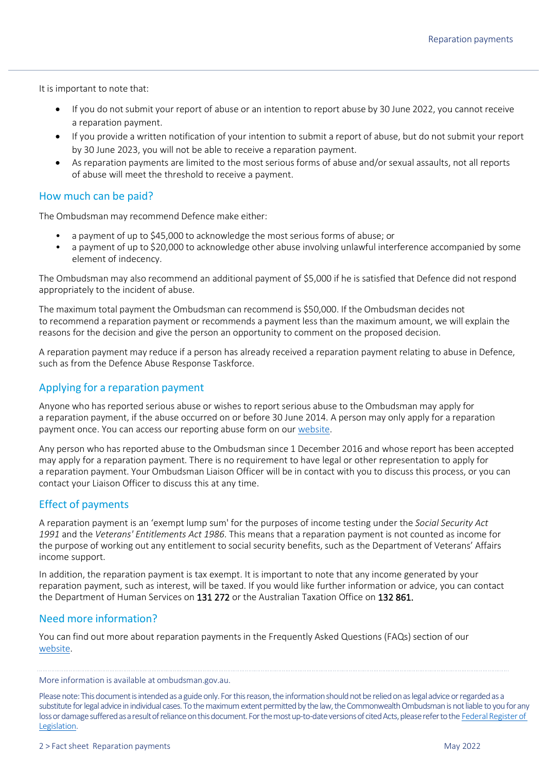It is important to note that:

- If you do not submit your report of abuse or an intention to report abuse by 30 June 2022, you cannot receive a reparation payment.
- If you provide a written notification of your intention to submit a report of abuse, but do not submit your report by 30 June 2023, you will not be able to receive a reparation payment.
- As reparation payments are limited to the most serious forms of abuse and/or sexual assaults, not all reports of abuse will meet the threshold to receive a payment.

## How much can be paid?

The Ombudsman may recommend Defence make either:

- a payment of up to $45,000 to acknowledge the most serious forms of abuse; or
- a payment of up to $20,000 to acknowledge other abuse involving unlawful interference accompanied by some element of indecency.

The Ombudsman may also recommend an additional payment of $5,000 if he is satisfied that Defence did not respond appropriately to the incident of abuse.

The maximum total payment the Ombudsman can recommend is $50,000. If the Ombudsman decides not to recommend a reparation payment or recommends a payment less than the maximum amount, we will explain the reasons for the decision and give the person an opportunity to comment on the proposed decision.

A reparation payment may reduce if a person has already received a reparation payment relating to abuse in Defence, such as from the Defence Abuse Response Taskforce.

## Applying for a reparation payment

Anyone who has reported serious abuse or wishes to report serious abuse to the Ombudsman may apply for a reparation payment, if the abuse occurred on or before 30 June 2014. A person may only apply for a reparation payment once. You can access our reporting abuse form on our website.

Any person who has reported abuse to the Ombudsman since 1 December 2016 and whose report has been accepted may apply for a reparation payment. There is no requirement to have legal or other representation to apply for a reparation payment. Your Ombudsman Liaison Officer will be in contact with you to discuss this process, or you can contact your Liaison Officer to discuss this at any time.

## Effect of payments

A reparation payment is an 'exempt lump sum' for the purposes of income testing under the *Social Security Act 1991* and the *Veterans' Entitlements Act 1986*. This means that a reparation payment is not counted as income for the purpose of working out any entitlement to social security benefits, such as the Department of Veterans' Affairs income support.

In addition, the reparation payment is tax exempt. It is important to note that any income generated by your reparation payment, such as interest, will be taxed. If you would like further information or advice, you can contact the Department of Human Services on **131 272** or the Australian Taxation Office on **132 861.**

## Need more information?

You can find out more about reparation payments in the Frequently Asked Questions (FAQs) section of our website.

---

More information is available at ombudsman.gov.au.

Please note: This document is intended as a guide only. For this reason, the information should not be relied on as legal advice or regarded as a substitute for legal advice in individual cases. To the maximum extent permitted by the law, the Commonwealth Ombudsman is not liable to you for any loss or damage suffered as a result of reliance on this document. For the most up-to-date versions of cited Acts, please refer to the Federal Register of Legislation.